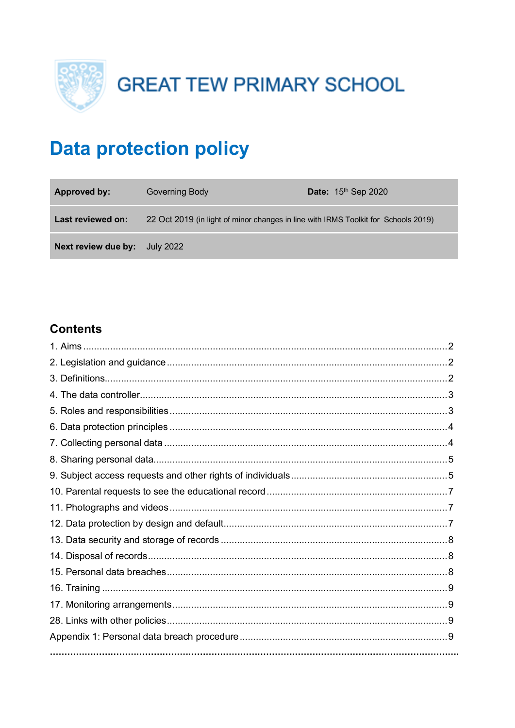# GREAT TEW PRIMARY SCHOOL

# Data protection policy

| | | | |
|---|---|---|---|
| **Approved by:** | Governing Body | **Date:** 15th Sep 2020 | |
| **Last reviewed on:** | 22 Oct 2019 (in light of minor changes in line with IRMS Toolkit for Schools 2019) | | |
| **Next review due by:** | July 2022 | | |

## Contents

1. Aims ........ 2
2. Legislation and guidance ........ 2
3. Definitions ........ 2
4. The data controller ........ 3
5. Roles and responsibilities ........ 3
6. Data protection principles ........ 4
7. Collecting personal data ........ 4
8. Sharing personal data ........ 5
9. Subject access requests and other rights of individuals ........ 5
10. Parental requests to see the educational record ........ 7
11. Photographs and videos ........ 7
12. Data protection by design and default ........ 7
13. Data security and storage of records ........ 8
14. Disposal of records ........ 8
15. Personal data breaches ........ 8
16. Training ........ 9
17. Monitoring arrangements ........ 9
28. Links with other policies ........ 9

Appendix 1: Personal data breach procedure ........ 9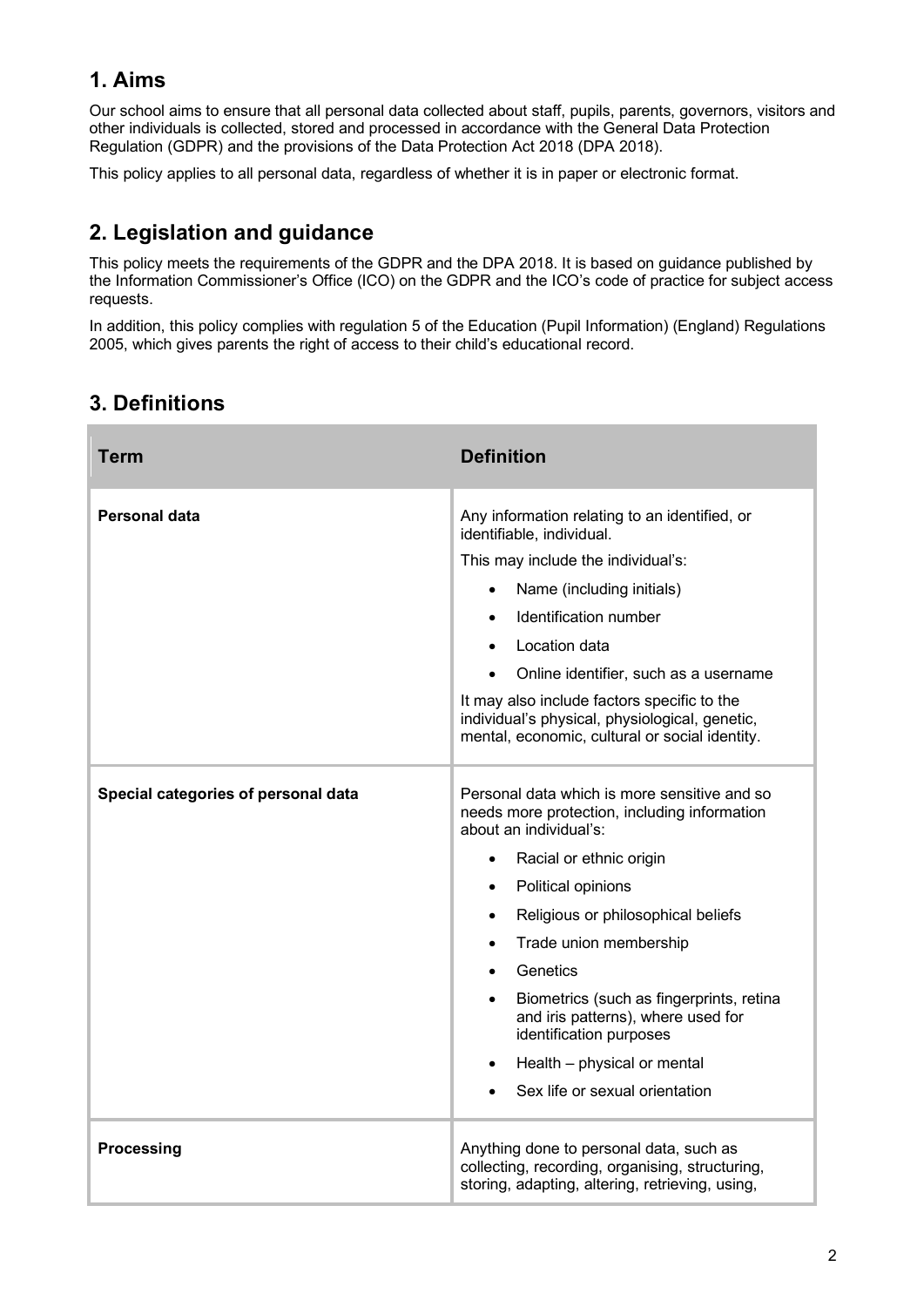## 1. Aims

Our school aims to ensure that all personal data collected about staff, pupils, parents, governors, visitors and other individuals is collected, stored and processed in accordance with the General Data Protection Regulation (GDPR) and the provisions of the Data Protection Act 2018 (DPA 2018).

This policy applies to all personal data, regardless of whether it is in paper or electronic format.

## 2. Legislation and guidance

This policy meets the requirements of the GDPR and the DPA 2018. It is based on guidance published by the Information Commissioner's Office (ICO) on the GDPR and the ICO's code of practice for subject access requests.

In addition, this policy complies with regulation 5 of the Education (Pupil Information) (England) Regulations 2005, which gives parents the right of access to their child's educational record.

## 3. Definitions

| Term | Definition |
|---|---|
| **Personal data** | Any information relating to an identified, or identifiable, individual.<br>This may include the individual's:<br>• Name (including initials)<br>• Identification number<br>• Location data<br>• Online identifier, such as a username<br>It may also include factors specific to the individual's physical, physiological, genetic, mental, economic, cultural or social identity. |
| **Special categories of personal data** | Personal data which is more sensitive and so needs more protection, including information about an individual's:<br>• Racial or ethnic origin<br>• Political opinions<br>• Religious or philosophical beliefs<br>• Trade union membership<br>• Genetics<br>• Biometrics (such as fingerprints, retina and iris patterns), where used for identification purposes<br>• Health – physical or mental<br>• Sex life or sexual orientation |
| **Processing** | Anything done to personal data, such as collecting, recording, organising, structuring, storing, adapting, altering, retrieving, using, |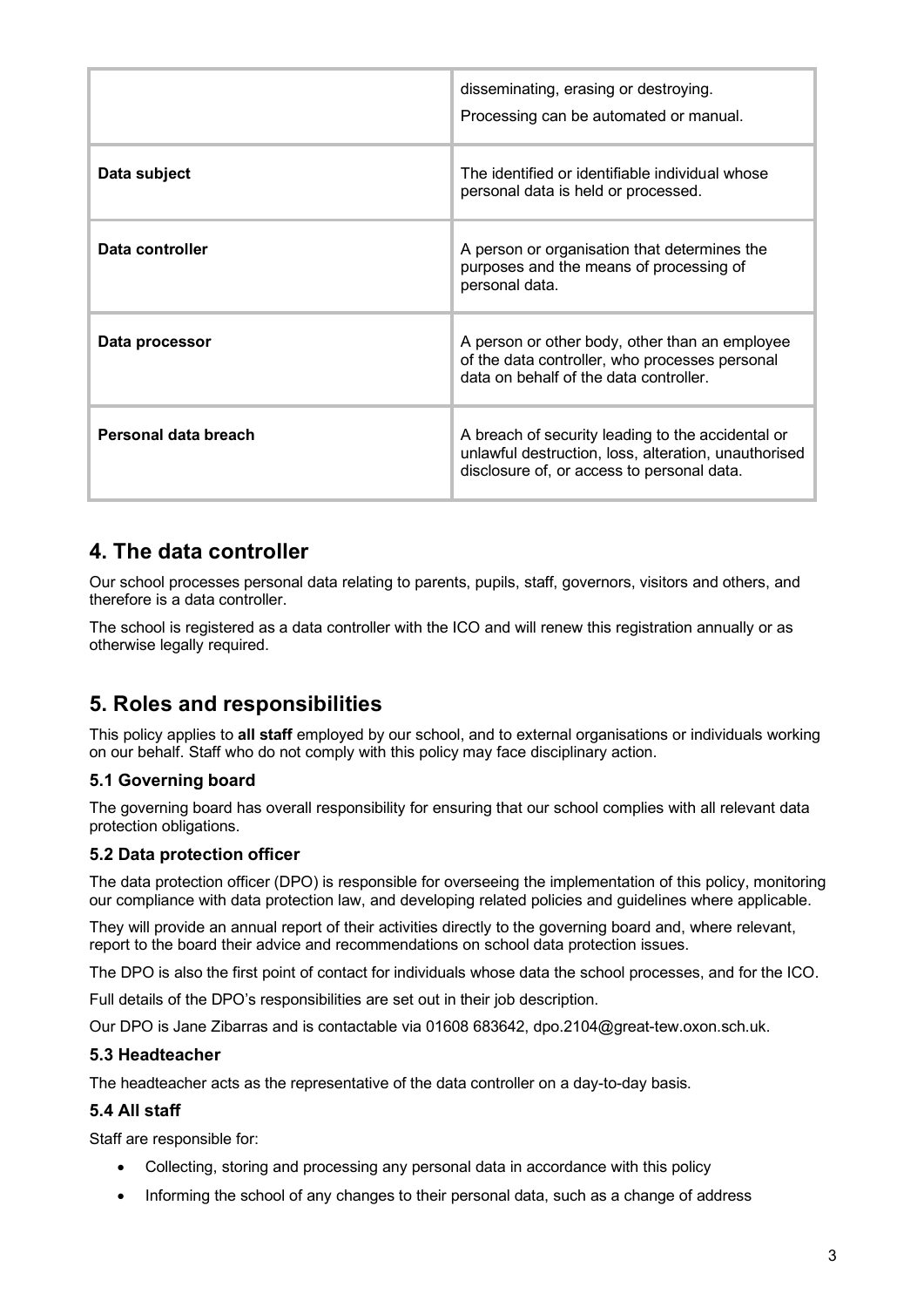| | |
|---|---|
| | disseminating, erasing or destroying.<br>Processing can be automated or manual. |
| **Data subject** | The identified or identifiable individual whose personal data is held or processed. |
| **Data controller** | A person or organisation that determines the purposes and the means of processing of personal data. |
| **Data processor** | A person or other body, other than an employee of the data controller, who processes personal data on behalf of the data controller. |
| **Personal data breach** | A breach of security leading to the accidental or unlawful destruction, loss, alteration, unauthorised disclosure of, or access to personal data. |

## 4. The data controller

Our school processes personal data relating to parents, pupils, staff, governors, visitors and others, and therefore is a data controller.

The school is registered as a data controller with the ICO and will renew this registration annually or as otherwise legally required.

## 5. Roles and responsibilities

This policy applies to **all staff** employed by our school, and to external organisations or individuals working on our behalf. Staff who do not comply with this policy may face disciplinary action.

### 5.1 Governing board

The governing board has overall responsibility for ensuring that our school complies with all relevant data protection obligations.

### 5.2 Data protection officer

The data protection officer (DPO) is responsible for overseeing the implementation of this policy, monitoring our compliance with data protection law, and developing related policies and guidelines where applicable.

They will provide an annual report of their activities directly to the governing board and, where relevant, report to the board their advice and recommendations on school data protection issues.

The DPO is also the first point of contact for individuals whose data the school processes, and for the ICO.

Full details of the DPO's responsibilities are set out in their job description.

Our DPO is Jane Zibarras and is contactable via 01608 683642, dpo.2104@great-tew.oxon.sch.uk.

### 5.3 Headteacher

The headteacher acts as the representative of the data controller on a day-to-day basis.

### 5.4 All staff

Staff are responsible for:

- Collecting, storing and processing any personal data in accordance with this policy
- Informing the school of any changes to their personal data, such as a change of address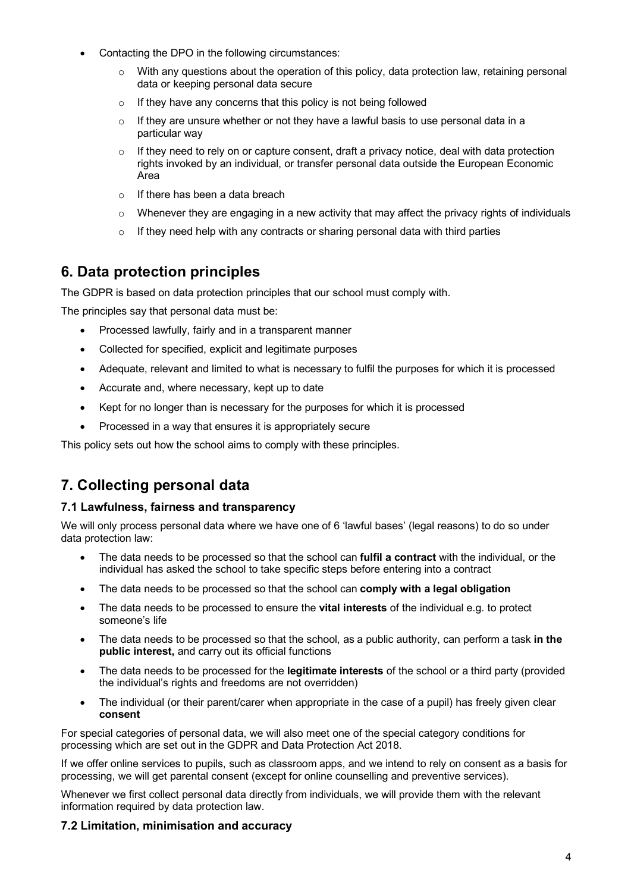- Contacting the DPO in the following circumstances:
    - With any questions about the operation of this policy, data protection law, retaining personal data or keeping personal data secure
    - If they have any concerns that this policy is not being followed
    - If they are unsure whether or not they have a lawful basis to use personal data in a particular way
    - If they need to rely on or capture consent, draft a privacy notice, deal with data protection rights invoked by an individual, or transfer personal data outside the European Economic Area
    - If there has been a data breach
    - Whenever they are engaging in a new activity that may affect the privacy rights of individuals
    - If they need help with any contracts or sharing personal data with third parties

## 6. Data protection principles

The GDPR is based on data protection principles that our school must comply with.

The principles say that personal data must be:

- Processed lawfully, fairly and in a transparent manner
- Collected for specified, explicit and legitimate purposes
- Adequate, relevant and limited to what is necessary to fulfil the purposes for which it is processed
- Accurate and, where necessary, kept up to date
- Kept for no longer than is necessary for the purposes for which it is processed
- Processed in a way that ensures it is appropriately secure

This policy sets out how the school aims to comply with these principles.

## 7. Collecting personal data

### 7.1 Lawfulness, fairness and transparency

We will only process personal data where we have one of 6 'lawful bases' (legal reasons) to do so under data protection law:

- The data needs to be processed so that the school can **fulfil a contract** with the individual, or the individual has asked the school to take specific steps before entering into a contract
- The data needs to be processed so that the school can **comply with a legal obligation**
- The data needs to be processed to ensure the **vital interests** of the individual e.g. to protect someone's life
- The data needs to be processed so that the school, as a public authority, can perform a task **in the public interest,** and carry out its official functions
- The data needs to be processed for the **legitimate interests** of the school or a third party (provided the individual's rights and freedoms are not overridden)
- The individual (or their parent/carer when appropriate in the case of a pupil) has freely given clear **consent**

For special categories of personal data, we will also meet one of the special category conditions for processing which are set out in the GDPR and Data Protection Act 2018.

If we offer online services to pupils, such as classroom apps, and we intend to rely on consent as a basis for processing, we will get parental consent (except for online counselling and preventive services).

Whenever we first collect personal data directly from individuals, we will provide them with the relevant information required by data protection law.

### 7.2 Limitation, minimisation and accuracy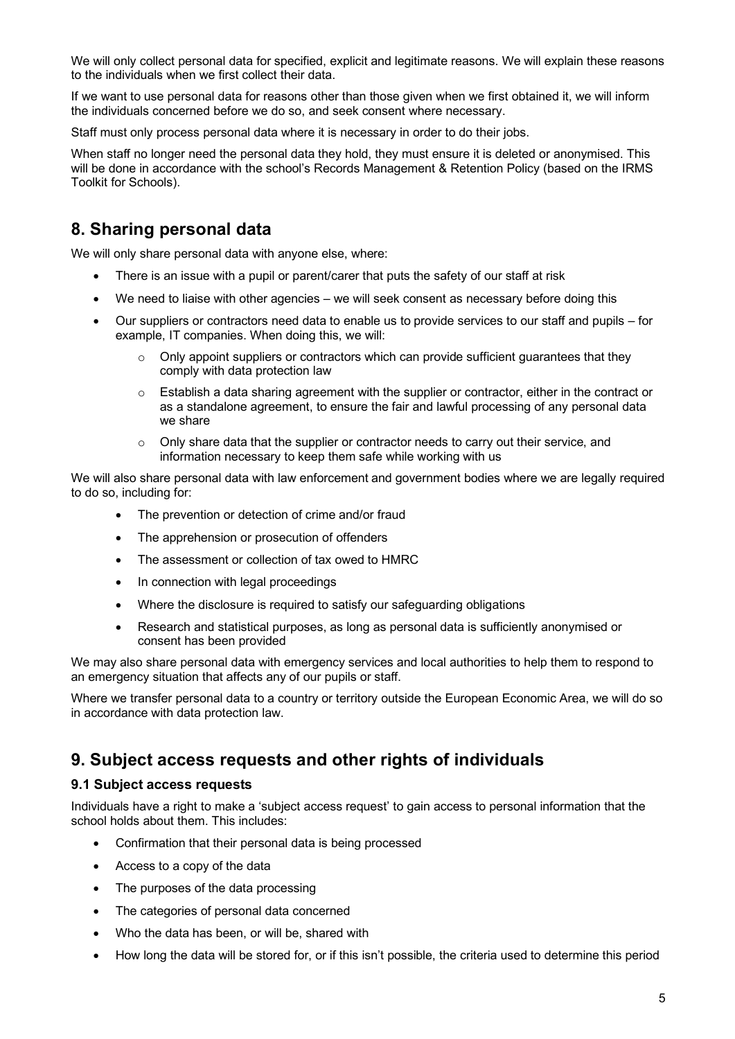We will only collect personal data for specified, explicit and legitimate reasons. We will explain these reasons to the individuals when we first collect their data.

If we want to use personal data for reasons other than those given when we first obtained it, we will inform the individuals concerned before we do so, and seek consent where necessary.

Staff must only process personal data where it is necessary in order to do their jobs.

When staff no longer need the personal data they hold, they must ensure it is deleted or anonymised. This will be done in accordance with the school's Records Management & Retention Policy (based on the IRMS Toolkit for Schools).

## 8. Sharing personal data

We will only share personal data with anyone else, where:

- There is an issue with a pupil or parent/carer that puts the safety of our staff at risk
- We need to liaise with other agencies – we will seek consent as necessary before doing this
- Our suppliers or contractors need data to enable us to provide services to our staff and pupils – for example, IT companies. When doing this, we will:
  - Only appoint suppliers or contractors which can provide sufficient guarantees that they comply with data protection law
  - Establish a data sharing agreement with the supplier or contractor, either in the contract or as a standalone agreement, to ensure the fair and lawful processing of any personal data we share
  - Only share data that the supplier or contractor needs to carry out their service, and information necessary to keep them safe while working with us

We will also share personal data with law enforcement and government bodies where we are legally required to do so, including for:

- The prevention or detection of crime and/or fraud
- The apprehension or prosecution of offenders
- The assessment or collection of tax owed to HMRC
- In connection with legal proceedings
- Where the disclosure is required to satisfy our safeguarding obligations
- Research and statistical purposes, as long as personal data is sufficiently anonymised or consent has been provided

We may also share personal data with emergency services and local authorities to help them to respond to an emergency situation that affects any of our pupils or staff.

Where we transfer personal data to a country or territory outside the European Economic Area, we will do so in accordance with data protection law.

## 9. Subject access requests and other rights of individuals

### 9.1 Subject access requests

Individuals have a right to make a 'subject access request' to gain access to personal information that the school holds about them. This includes:

- Confirmation that their personal data is being processed
- Access to a copy of the data
- The purposes of the data processing
- The categories of personal data concerned
- Who the data has been, or will be, shared with
- How long the data will be stored for, or if this isn't possible, the criteria used to determine this period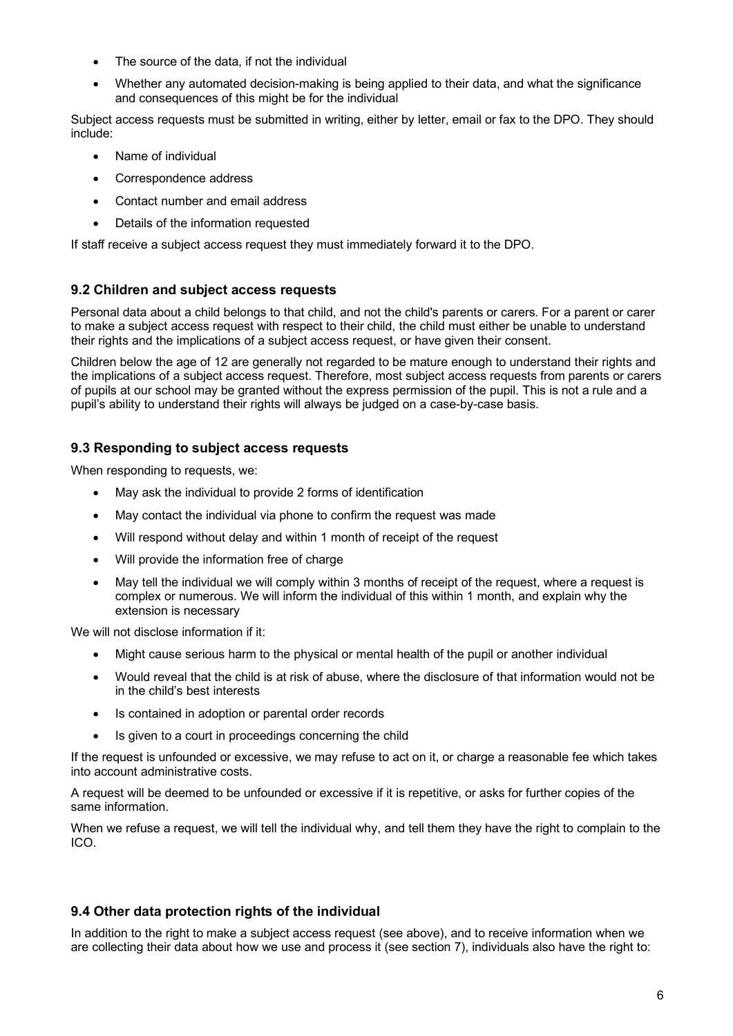- The source of the data, if not the individual
- Whether any automated decision-making is being applied to their data, and what the significance and consequences of this might be for the individual

Subject access requests must be submitted in writing, either by letter, email or fax to the DPO. They should include:

- Name of individual
- Correspondence address
- Contact number and email address
- Details of the information requested

If staff receive a subject access request they must immediately forward it to the DPO.

### 9.2 Children and subject access requests

Personal data about a child belongs to that child, and not the child's parents or carers. For a parent or carer to make a subject access request with respect to their child, the child must either be unable to understand their rights and the implications of a subject access request, or have given their consent.

Children below the age of 12 are generally not regarded to be mature enough to understand their rights and the implications of a subject access request. Therefore, most subject access requests from parents or carers of pupils at our school may be granted without the express permission of the pupil. This is not a rule and a pupil's ability to understand their rights will always be judged on a case-by-case basis.

### 9.3 Responding to subject access requests

When responding to requests, we:

- May ask the individual to provide 2 forms of identification
- May contact the individual via phone to confirm the request was made
- Will respond without delay and within 1 month of receipt of the request
- Will provide the information free of charge
- May tell the individual we will comply within 3 months of receipt of the request, where a request is complex or numerous. We will inform the individual of this within 1 month, and explain why the extension is necessary

We will not disclose information if it:

- Might cause serious harm to the physical or mental health of the pupil or another individual
- Would reveal that the child is at risk of abuse, where the disclosure of that information would not be in the child's best interests
- Is contained in adoption or parental order records
- Is given to a court in proceedings concerning the child

If the request is unfounded or excessive, we may refuse to act on it, or charge a reasonable fee which takes into account administrative costs.

A request will be deemed to be unfounded or excessive if it is repetitive, or asks for further copies of the same information.

When we refuse a request, we will tell the individual why, and tell them they have the right to complain to the ICO.

### 9.4 Other data protection rights of the individual

In addition to the right to make a subject access request (see above), and to receive information when we are collecting their data about how we use and process it (see section 7), individuals also have the right to: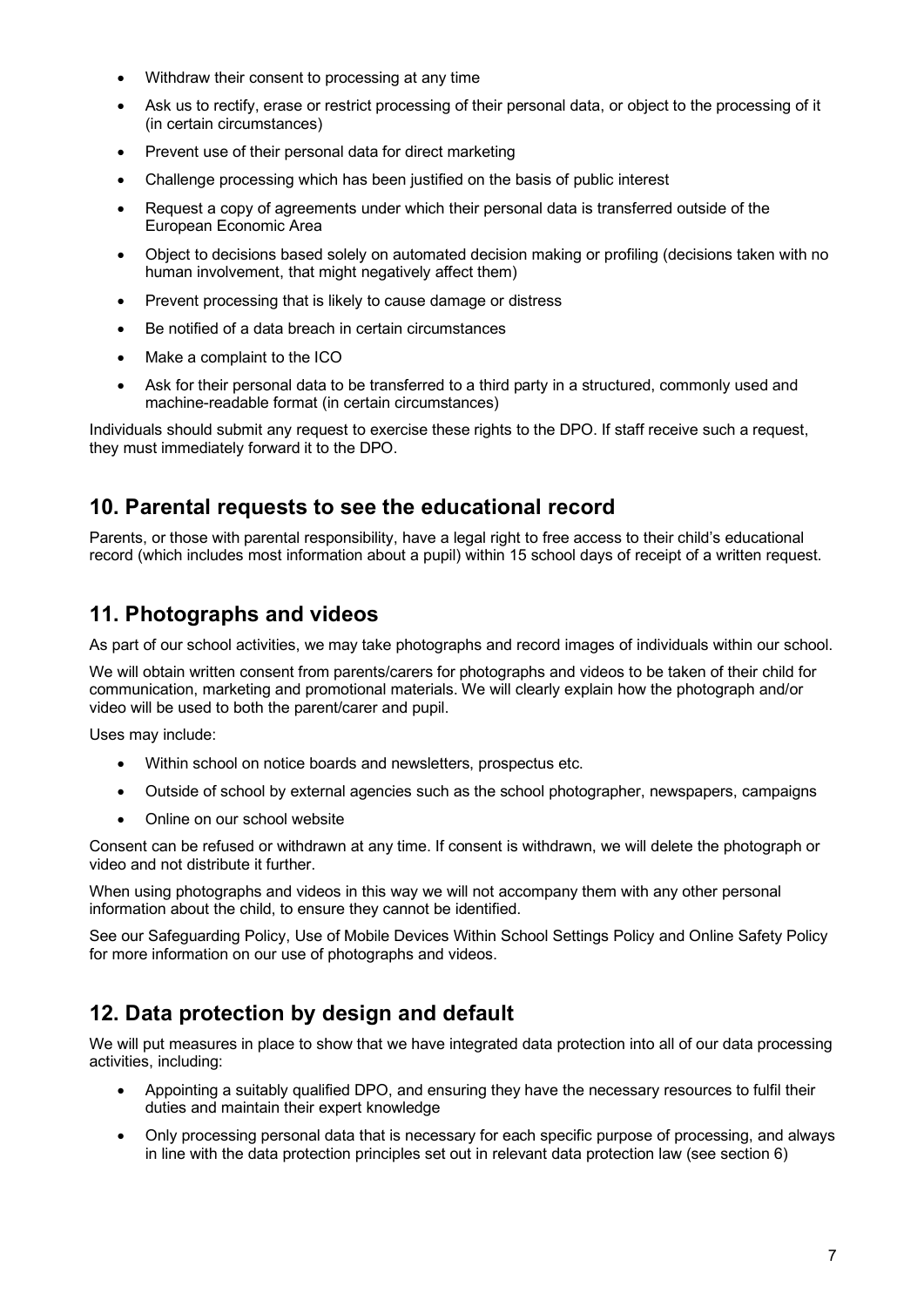- Withdraw their consent to processing at any time
- Ask us to rectify, erase or restrict processing of their personal data, or object to the processing of it (in certain circumstances)
- Prevent use of their personal data for direct marketing
- Challenge processing which has been justified on the basis of public interest
- Request a copy of agreements under which their personal data is transferred outside of the European Economic Area
- Object to decisions based solely on automated decision making or profiling (decisions taken with no human involvement, that might negatively affect them)
- Prevent processing that is likely to cause damage or distress
- Be notified of a data breach in certain circumstances
- Make a complaint to the ICO
- Ask for their personal data to be transferred to a third party in a structured, commonly used and machine-readable format (in certain circumstances)

Individuals should submit any request to exercise these rights to the DPO. If staff receive such a request, they must immediately forward it to the DPO.

## 10. Parental requests to see the educational record

Parents, or those with parental responsibility, have a legal right to free access to their child's educational record (which includes most information about a pupil) within 15 school days of receipt of a written request.

## 11. Photographs and videos

As part of our school activities, we may take photographs and record images of individuals within our school.

We will obtain written consent from parents/carers for photographs and videos to be taken of their child for communication, marketing and promotional materials. We will clearly explain how the photograph and/or video will be used to both the parent/carer and pupil.

Uses may include:

- Within school on notice boards and newsletters, prospectus etc.
- Outside of school by external agencies such as the school photographer, newspapers, campaigns
- Online on our school website

Consent can be refused or withdrawn at any time. If consent is withdrawn, we will delete the photograph or video and not distribute it further.

When using photographs and videos in this way we will not accompany them with any other personal information about the child, to ensure they cannot be identified.

See our Safeguarding Policy, Use of Mobile Devices Within School Settings Policy and Online Safety Policy for more information on our use of photographs and videos.

## 12. Data protection by design and default

We will put measures in place to show that we have integrated data protection into all of our data processing activities, including:

- Appointing a suitably qualified DPO, and ensuring they have the necessary resources to fulfil their duties and maintain their expert knowledge
- Only processing personal data that is necessary for each specific purpose of processing, and always in line with the data protection principles set out in relevant data protection law (see section 6)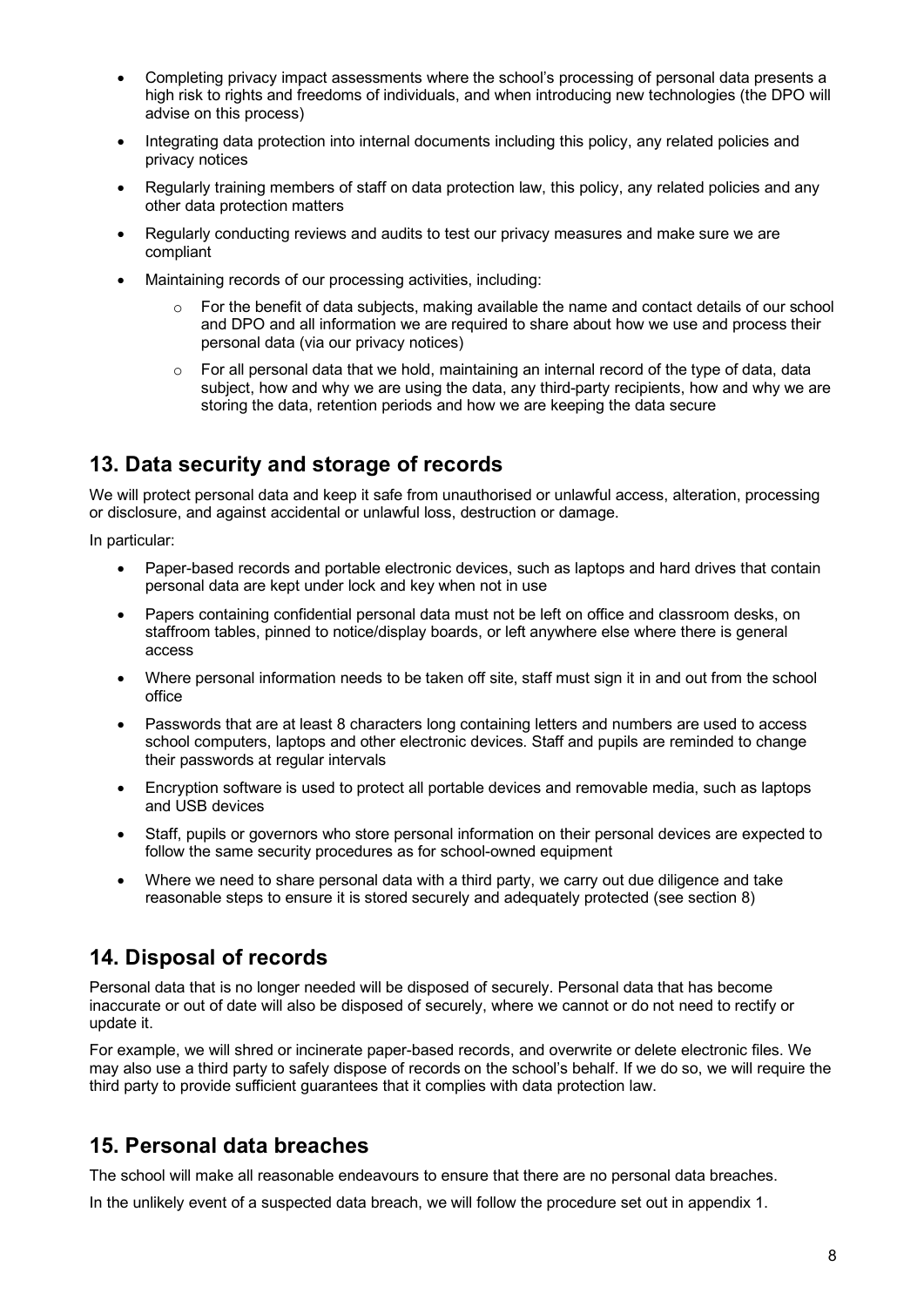- Completing privacy impact assessments where the school's processing of personal data presents a high risk to rights and freedoms of individuals, and when introducing new technologies (the DPO will advise on this process)
- Integrating data protection into internal documents including this policy, any related policies and privacy notices
- Regularly training members of staff on data protection law, this policy, any related policies and any other data protection matters
- Regularly conducting reviews and audits to test our privacy measures and make sure we are compliant
- Maintaining records of our processing activities, including:
  - For the benefit of data subjects, making available the name and contact details of our school and DPO and all information we are required to share about how we use and process their personal data (via our privacy notices)
  - For all personal data that we hold, maintaining an internal record of the type of data, data subject, how and why we are using the data, any third-party recipients, how and why we are storing the data, retention periods and how we are keeping the data secure

## 13. Data security and storage of records

We will protect personal data and keep it safe from unauthorised or unlawful access, alteration, processing or disclosure, and against accidental or unlawful loss, destruction or damage.

In particular:

- Paper-based records and portable electronic devices, such as laptops and hard drives that contain personal data are kept under lock and key when not in use
- Papers containing confidential personal data must not be left on office and classroom desks, on staffroom tables, pinned to notice/display boards, or left anywhere else where there is general access
- Where personal information needs to be taken off site, staff must sign it in and out from the school office
- Passwords that are at least 8 characters long containing letters and numbers are used to access school computers, laptops and other electronic devices. Staff and pupils are reminded to change their passwords at regular intervals
- Encryption software is used to protect all portable devices and removable media, such as laptops and USB devices
- Staff, pupils or governors who store personal information on their personal devices are expected to follow the same security procedures as for school-owned equipment
- Where we need to share personal data with a third party, we carry out due diligence and take reasonable steps to ensure it is stored securely and adequately protected (see section 8)

## 14. Disposal of records

Personal data that is no longer needed will be disposed of securely. Personal data that has become inaccurate or out of date will also be disposed of securely, where we cannot or do not need to rectify or update it.

For example, we will shred or incinerate paper-based records, and overwrite or delete electronic files. We may also use a third party to safely dispose of records on the school's behalf. If we do so, we will require the third party to provide sufficient guarantees that it complies with data protection law.

## 15. Personal data breaches

The school will make all reasonable endeavours to ensure that there are no personal data breaches.

In the unlikely event of a suspected data breach, we will follow the procedure set out in appendix 1.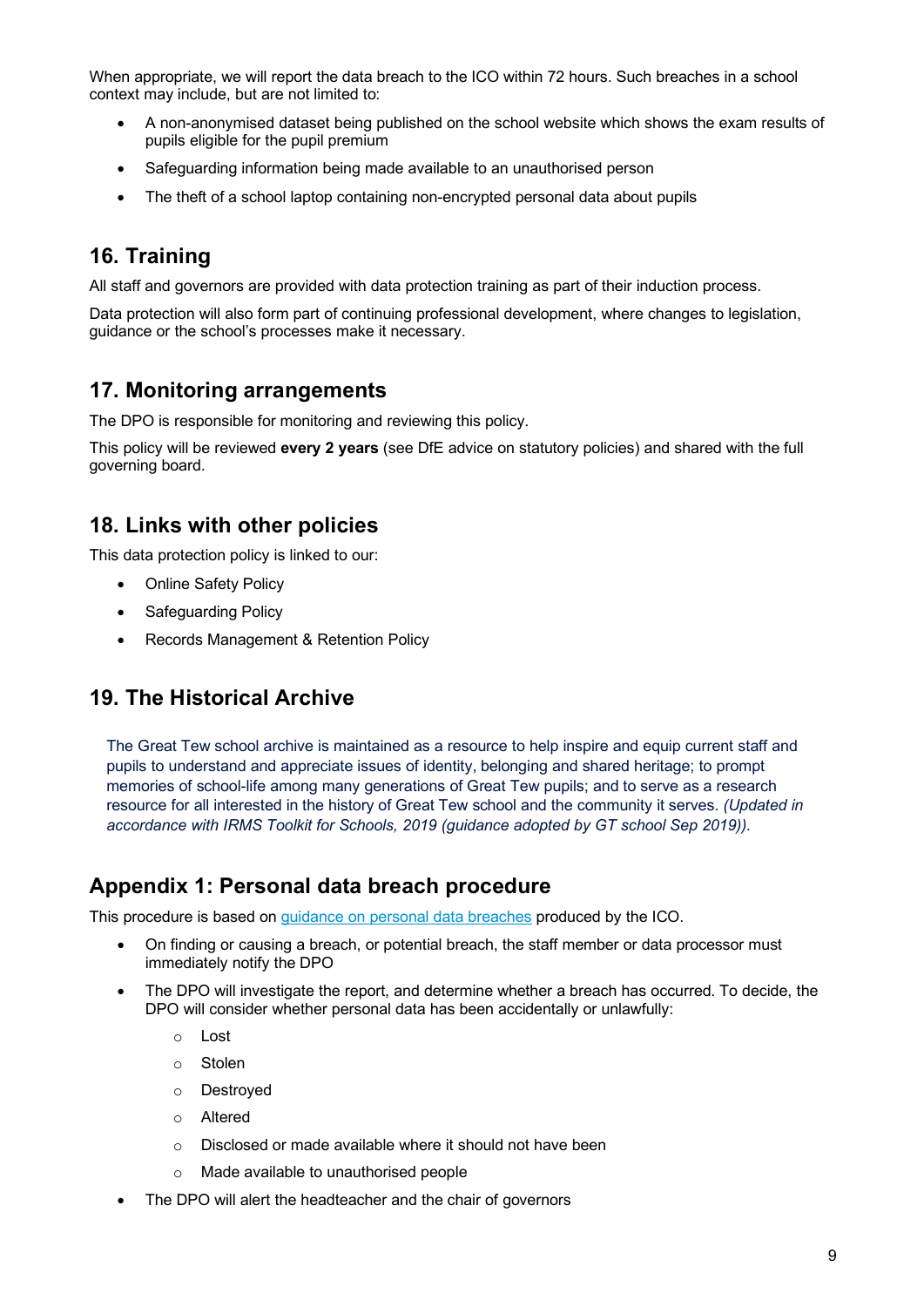When appropriate, we will report the data breach to the ICO within 72 hours. Such breaches in a school context may include, but are not limited to:

- A non-anonymised dataset being published on the school website which shows the exam results of pupils eligible for the pupil premium
- Safeguarding information being made available to an unauthorised person
- The theft of a school laptop containing non-encrypted personal data about pupils

## 16. Training

All staff and governors are provided with data protection training as part of their induction process.

Data protection will also form part of continuing professional development, where changes to legislation, guidance or the school's processes make it necessary.

## 17. Monitoring arrangements

The DPO is responsible for monitoring and reviewing this policy.

This policy will be reviewed **every 2 years** (see DfE advice on statutory policies) and shared with the full governing board.

## 18. Links with other policies

This data protection policy is linked to our:

- Online Safety Policy
- Safeguarding Policy
- Records Management & Retention Policy

## 19. The Historical Archive

The Great Tew school archive is maintained as a resource to help inspire and equip current staff and pupils to understand and appreciate issues of identity, belonging and shared heritage; to prompt memories of school-life among many generations of Great Tew pupils; and to serve as a research resource for all interested in the history of Great Tew school and the community it serves. *(Updated in accordance with IRMS Toolkit for Schools, 2019 (guidance adopted by GT school Sep 2019)).*

## Appendix 1: Personal data breach procedure

This procedure is based on [guidance on personal data breaches](#) produced by the ICO.

- On finding or causing a breach, or potential breach, the staff member or data processor must immediately notify the DPO
- The DPO will investigate the report, and determine whether a breach has occurred. To decide, the DPO will consider whether personal data has been accidentally or unlawfully:
    - Lost
    - Stolen
    - Destroyed
    - Altered
    - Disclosed or made available where it should not have been
    - Made available to unauthorised people
- The DPO will alert the headteacher and the chair of governors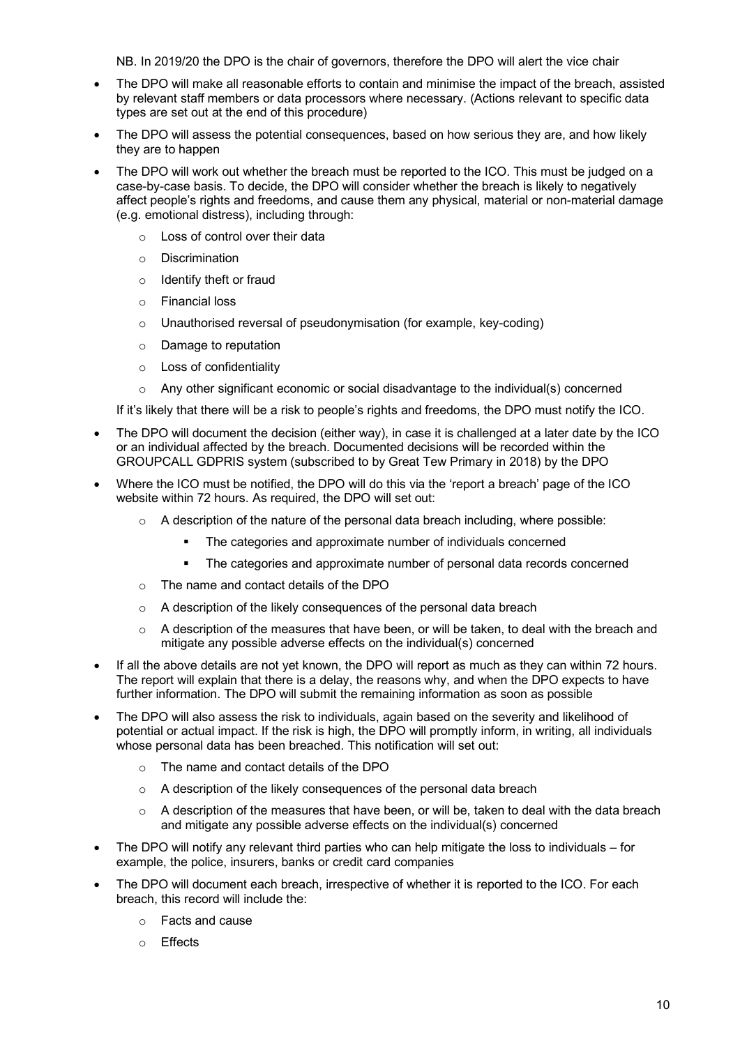NB. In 2019/20 the DPO is the chair of governors, therefore the DPO will alert the vice chair

- The DPO will make all reasonable efforts to contain and minimise the impact of the breach, assisted by relevant staff members or data processors where necessary. (Actions relevant to specific data types are set out at the end of this procedure)
- The DPO will assess the potential consequences, based on how serious they are, and how likely they are to happen
- The DPO will work out whether the breach must be reported to the ICO. This must be judged on a case-by-case basis. To decide, the DPO will consider whether the breach is likely to negatively affect people's rights and freedoms, and cause them any physical, material or non-material damage (e.g. emotional distress), including through:
  - Loss of control over their data
  - Discrimination
  - Identify theft or fraud
  - Financial loss
  - Unauthorised reversal of pseudonymisation (for example, key-coding)
  - Damage to reputation
  - Loss of confidentiality
  - Any other significant economic or social disadvantage to the individual(s) concerned

  If it's likely that there will be a risk to people's rights and freedoms, the DPO must notify the ICO.
- The DPO will document the decision (either way), in case it is challenged at a later date by the ICO or an individual affected by the breach. Documented decisions will be recorded within the GROUPCALL GDPRIS system (subscribed to by Great Tew Primary in 2018) by the DPO
- Where the ICO must be notified, the DPO will do this via the 'report a breach' page of the ICO website within 72 hours. As required, the DPO will set out:
  - A description of the nature of the personal data breach including, where possible:
    - The categories and approximate number of individuals concerned
    - The categories and approximate number of personal data records concerned
  - The name and contact details of the DPO
  - A description of the likely consequences of the personal data breach
  - A description of the measures that have been, or will be taken, to deal with the breach and mitigate any possible adverse effects on the individual(s) concerned
- If all the above details are not yet known, the DPO will report as much as they can within 72 hours. The report will explain that there is a delay, the reasons why, and when the DPO expects to have further information. The DPO will submit the remaining information as soon as possible
- The DPO will also assess the risk to individuals, again based on the severity and likelihood of potential or actual impact. If the risk is high, the DPO will promptly inform, in writing, all individuals whose personal data has been breached. This notification will set out:
  - The name and contact details of the DPO
  - A description of the likely consequences of the personal data breach
  - A description of the measures that have been, or will be, taken to deal with the data breach and mitigate any possible adverse effects on the individual(s) concerned
- The DPO will notify any relevant third parties who can help mitigate the loss to individuals – for example, the police, insurers, banks or credit card companies
- The DPO will document each breach, irrespective of whether it is reported to the ICO. For each breach, this record will include the:
  - Facts and cause
  - Effects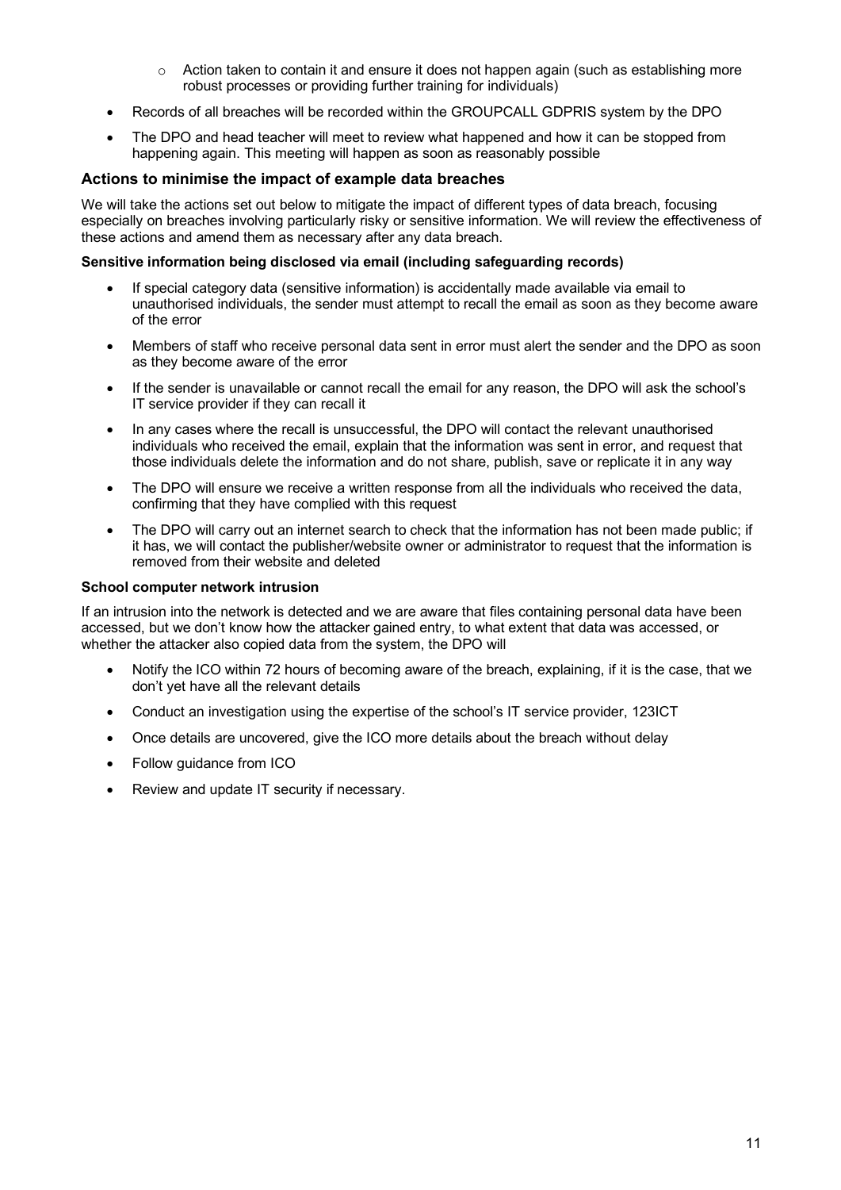- Action taken to contain it and ensure it does not happen again (such as establishing more robust processes or providing further training for individuals)

- Records of all breaches will be recorded within the GROUPCALL GDPRIS system by the DPO
- The DPO and head teacher will meet to review what happened and how it can be stopped from happening again. This meeting will happen as soon as reasonably possible

### Actions to minimise the impact of example data breaches

We will take the actions set out below to mitigate the impact of different types of data breach, focusing especially on breaches involving particularly risky or sensitive information. We will review the effectiveness of these actions and amend them as necessary after any data breach.

**Sensitive information being disclosed via email (including safeguarding records)**

- If special category data (sensitive information) is accidentally made available via email to unauthorised individuals, the sender must attempt to recall the email as soon as they become aware of the error
- Members of staff who receive personal data sent in error must alert the sender and the DPO as soon as they become aware of the error
- If the sender is unavailable or cannot recall the email for any reason, the DPO will ask the school's IT service provider if they can recall it
- In any cases where the recall is unsuccessful, the DPO will contact the relevant unauthorised individuals who received the email, explain that the information was sent in error, and request that those individuals delete the information and do not share, publish, save or replicate it in any way
- The DPO will ensure we receive a written response from all the individuals who received the data, confirming that they have complied with this request
- The DPO will carry out an internet search to check that the information has not been made public; if it has, we will contact the publisher/website owner or administrator to request that the information is removed from their website and deleted

**School computer network intrusion**

If an intrusion into the network is detected and we are aware that files containing personal data have been accessed, but we don't know how the attacker gained entry, to what extent that data was accessed, or whether the attacker also copied data from the system, the DPO will

- Notify the ICO within 72 hours of becoming aware of the breach, explaining, if it is the case, that we don't yet have all the relevant details
- Conduct an investigation using the expertise of the school's IT service provider, 123ICT
- Once details are uncovered, give the ICO more details about the breach without delay
- Follow guidance from ICO
- Review and update IT security if necessary.